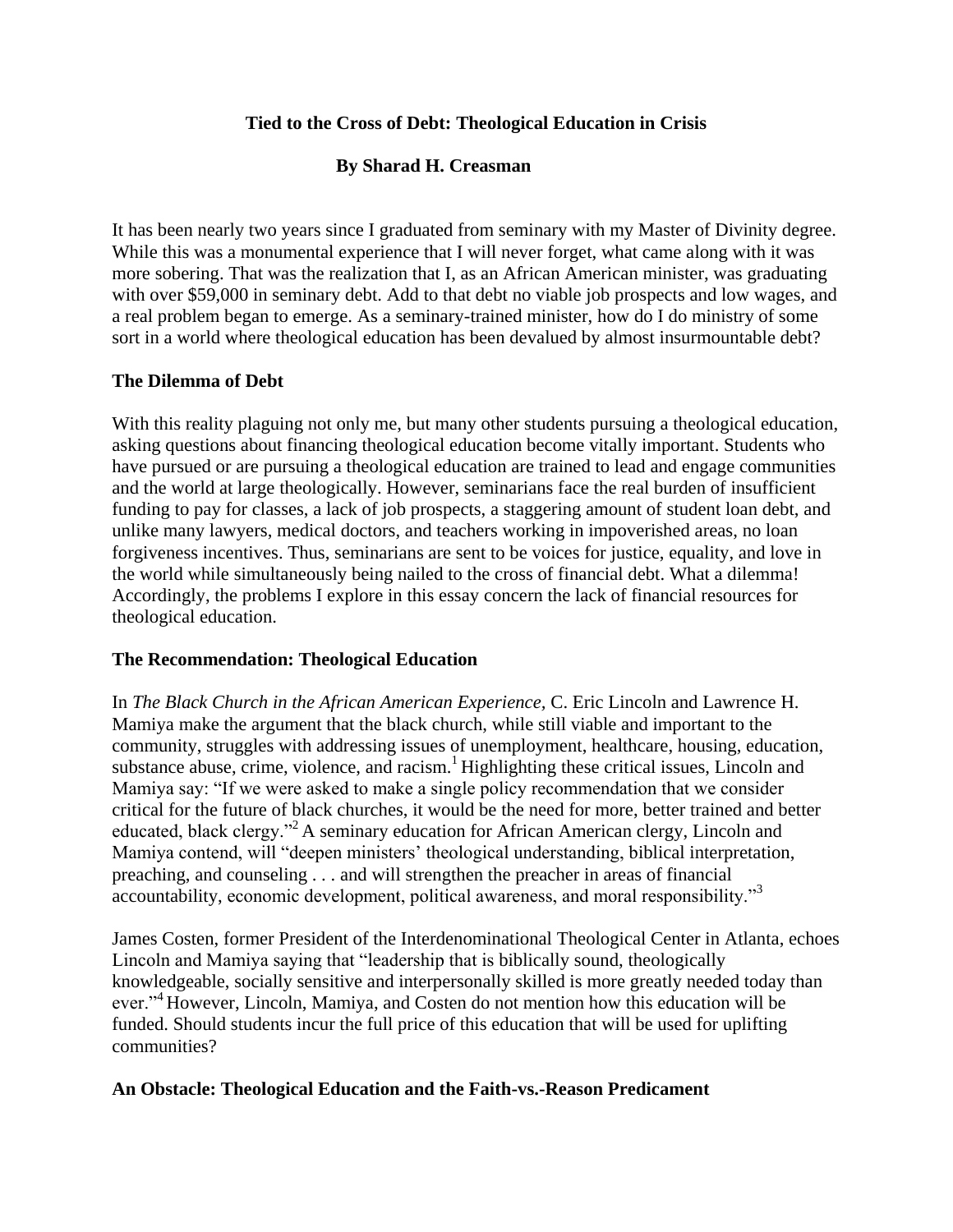# Tied to the Cross of Debt: Theological Education in Crisis

**By Sharad H. Creasman**

It has been nearly two years since I graduated from seminary with my Master of Divinity degree. While this was a monumental experience that I will never forget, what came along with it was more sobering. That was the realization that I, as an African American minister, was graduating with over $59,000 in seminary debt. Add to that debt no viable job prospects and low wages, and a real problem began to emerge. As a seminary-trained minister, how do I do ministry of some sort in a world where theological education has been devalued by almost insurmountable debt?

## The Dilemma of Debt

With this reality plaguing not only me, but many other students pursuing a theological education, asking questions about financing theological education become vitally important. Students who have pursued or are pursuing a theological education are trained to lead and engage communities and the world at large theologically. However, seminarians face the real burden of insufficient funding to pay for classes, a lack of job prospects, a staggering amount of student loan debt, and unlike many lawyers, medical doctors, and teachers working in impoverished areas, no loan forgiveness incentives. Thus, seminarians are sent to be voices for justice, equality, and love in the world while simultaneously being nailed to the cross of financial debt. What a dilemma! Accordingly, the problems I explore in this essay concern the lack of financial resources for theological education.

## The Recommendation: Theological Education

In *The Black Church in the African American Experience*, C. Eric Lincoln and Lawrence H. Mamiya make the argument that the black church, while still viable and important to the community, struggles with addressing issues of unemployment, healthcare, housing, education, substance abuse, crime, violence, and racism.[1] Highlighting these critical issues, Lincoln and Mamiya say: "If we were asked to make a single policy recommendation that we consider critical for the future of black churches, it would be the need for more, better trained and better educated, black clergy."[2] A seminary education for African American clergy, Lincoln and Mamiya contend, will "deepen ministers' theological understanding, biblical interpretation, preaching, and counseling . . . and will strengthen the preacher in areas of financial accountability, economic development, political awareness, and moral responsibility."[3]

James Costen, former President of the Interdenominational Theological Center in Atlanta, echoes Lincoln and Mamiya saying that "leadership that is biblically sound, theologically knowledgeable, socially sensitive and interpersonally skilled is more greatly needed today than ever."[4] However, Lincoln, Mamiya, and Costen do not mention how this education will be funded. Should students incur the full price of this education that will be used for uplifting communities?

## An Obstacle: Theological Education and the Faith-vs.-Reason Predicament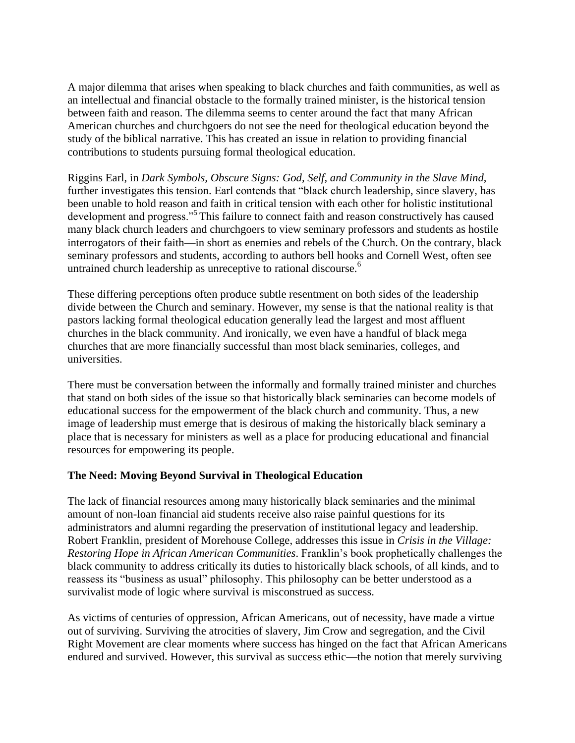A major dilemma that arises when speaking to black churches and faith communities, as well as an intellectual and financial obstacle to the formally trained minister, is the historical tension between faith and reason. The dilemma seems to center around the fact that many African American churches and churchgoers do not see the need for theological education beyond the study of the biblical narrative. This has created an issue in relation to providing financial contributions to students pursuing formal theological education.

Riggins Earl, in *Dark Symbols, Obscure Signs: God, Self, and Community in the Slave Mind*, further investigates this tension. Earl contends that "black church leadership, since slavery, has been unable to hold reason and faith in critical tension with each other for holistic institutional development and progress."[5] This failure to connect faith and reason constructively has caused many black church leaders and churchgoers to view seminary professors and students as hostile interrogators of their faith—in short as enemies and rebels of the Church. On the contrary, black seminary professors and students, according to authors bell hooks and Cornell West, often see untrained church leadership as unreceptive to rational discourse.[6]

These differing perceptions often produce subtle resentment on both sides of the leadership divide between the Church and seminary. However, my sense is that the national reality is that pastors lacking formal theological education generally lead the largest and most affluent churches in the black community. And ironically, we even have a handful of black mega churches that are more financially successful than most black seminaries, colleges, and universities.

There must be conversation between the informally and formally trained minister and churches that stand on both sides of the issue so that historically black seminaries can become models of educational success for the empowerment of the black church and community. Thus, a new image of leadership must emerge that is desirous of making the historically black seminary a place that is necessary for ministers as well as a place for producing educational and financial resources for empowering its people.

**The Need: Moving Beyond Survival in Theological Education**

The lack of financial resources among many historically black seminaries and the minimal amount of non-loan financial aid students receive also raise painful questions for its administrators and alumni regarding the preservation of institutional legacy and leadership. Robert Franklin, president of Morehouse College, addresses this issue in *Crisis in the Village: Restoring Hope in African American Communities*. Franklin's book prophetically challenges the black community to address critically its duties to historically black schools, of all kinds, and to reassess its "business as usual" philosophy. This philosophy can be better understood as a survivalist mode of logic where survival is misconstrued as success.

As victims of centuries of oppression, African Americans, out of necessity, have made a virtue out of surviving. Surviving the atrocities of slavery, Jim Crow and segregation, and the Civil Right Movement are clear moments where success has hinged on the fact that African Americans endured and survived. However, this survival as success ethic—the notion that merely surviving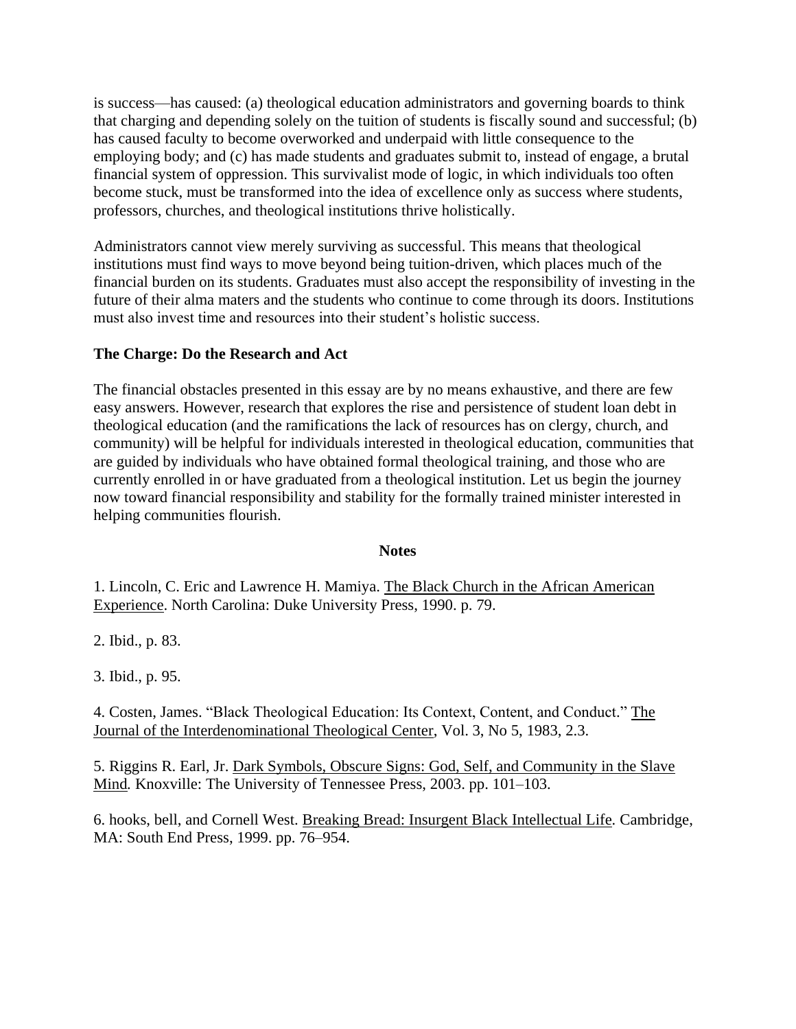is success—has caused: (a) theological education administrators and governing boards to think that charging and depending solely on the tuition of students is fiscally sound and successful; (b) has caused faculty to become overworked and underpaid with little consequence to the employing body; and (c) has made students and graduates submit to, instead of engage, a brutal financial system of oppression. This survivalist mode of logic, in which individuals too often become stuck, must be transformed into the idea of excellence only as success where students, professors, churches, and theological institutions thrive holistically.

Administrators cannot view merely surviving as successful. This means that theological institutions must find ways to move beyond being tuition-driven, which places much of the financial burden on its students. Graduates must also accept the responsibility of investing in the future of their alma maters and the students who continue to come through its doors. Institutions must also invest time and resources into their student's holistic success.

**The Charge: Do the Research and Act**

The financial obstacles presented in this essay are by no means exhaustive, and there are few easy answers. However, research that explores the rise and persistence of student loan debt in theological education (and the ramifications the lack of resources has on clergy, church, and community) will be helpful for individuals interested in theological education, communities that are guided by individuals who have obtained formal theological training, and those who are currently enrolled in or have graduated from a theological institution. Let us begin the journey now toward financial responsibility and stability for the formally trained minister interested in helping communities flourish.

**Notes**

1. Lincoln, C. Eric and Lawrence H. Mamiya. The Black Church in the African American Experience. North Carolina: Duke University Press, 1990. p. 79.

2. Ibid., p. 83.

3. Ibid., p. 95.

4. Costen, James. "Black Theological Education: Its Context, Content, and Conduct." The Journal of the Interdenominational Theological Center, Vol. 3, No 5, 1983, 2.3.

5. Riggins R. Earl, Jr. Dark Symbols, Obscure Signs: God, Self, and Community in the Slave Mind. Knoxville: The University of Tennessee Press, 2003. pp. 101–103.

6. hooks, bell, and Cornell West. Breaking Bread: Insurgent Black Intellectual Life. Cambridge, MA: South End Press, 1999. pp. 76–954.